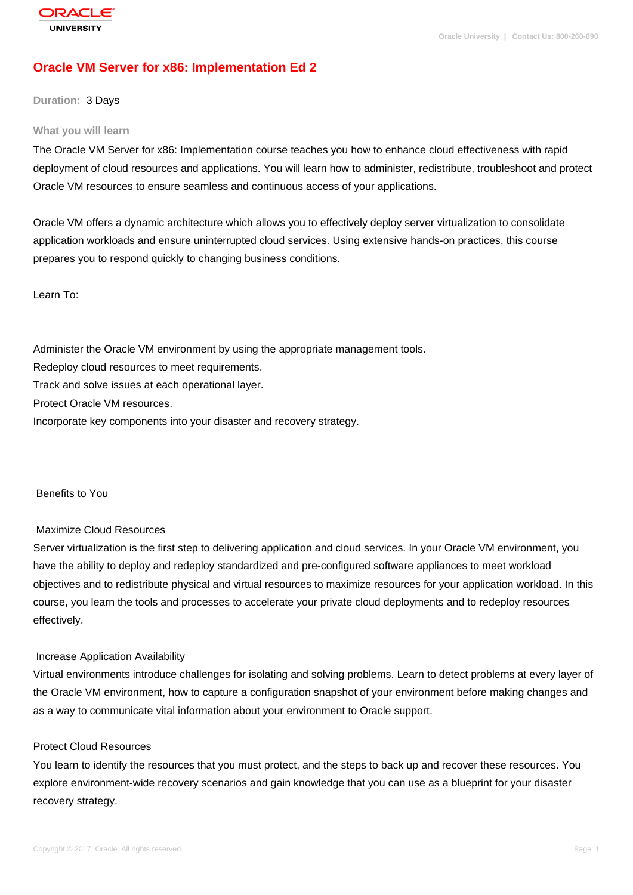# Oracle VM Server for x86: Implementation Ed 2

**Duration:** 3 Days

### What you will learn

The Oracle VM Server for x86: Implementation course teaches you how to enhance cloud effectiveness with rapid deployment of cloud resources and applications. You will learn how to administer, redistribute, troubleshoot and protect Oracle VM resources to ensure seamless and continuous access of your applications.

Oracle VM offers a dynamic architecture which allows you to effectively deploy server virtualization to consolidate application workloads and ensure uninterrupted cloud services. Using extensive hands-on practices, this course prepares you to respond quickly to changing business conditions.

Learn To:

Administer the Oracle VM environment by using the appropriate management tools.
Redeploy cloud resources to meet requirements.
Track and solve issues at each operational layer.
Protect Oracle VM resources.
Incorporate key components into your disaster and recovery strategy.

Benefits to You

Maximize Cloud Resources
Server virtualization is the first step to delivering application and cloud services. In your Oracle VM environment, you have the ability to deploy and redeploy standardized and pre-configured software appliances to meet workload objectives and to redistribute physical and virtual resources to maximize resources for your application workload. In this course, you learn the tools and processes to accelerate your private cloud deployments and to redeploy resources effectively.

Increase Application Availability
Virtual environments introduce challenges for isolating and solving problems. Learn to detect problems at every layer of the Oracle VM environment, how to capture a configuration snapshot of your environment before making changes and as a way to communicate vital information about your environment to Oracle support.

Protect Cloud Resources
You learn to identify the resources that you must protect, and the steps to back up and recover these resources. You explore environment-wide recovery scenarios and gain knowledge that you can use as a blueprint for your disaster recovery strategy.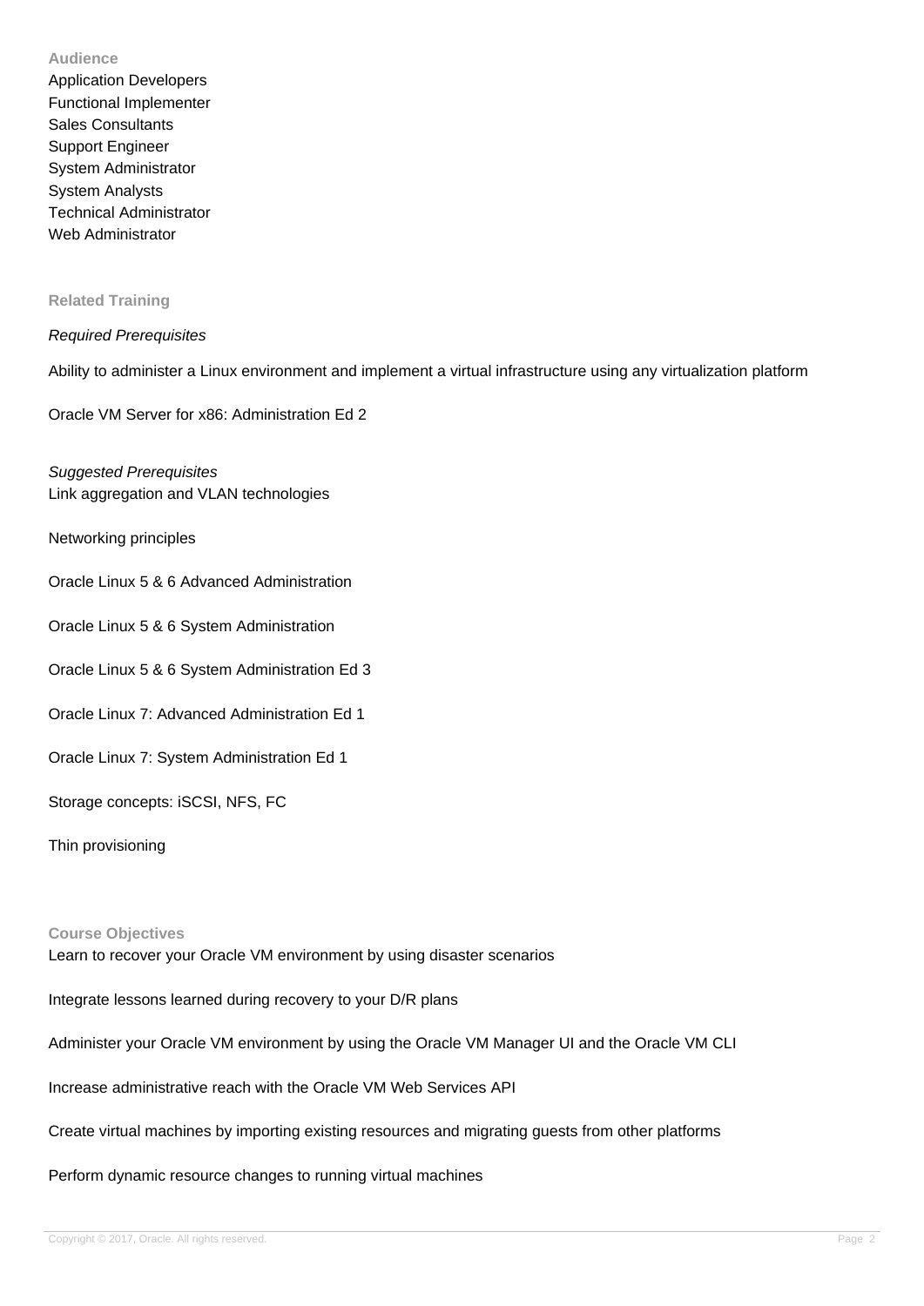## Audience

Application Developers
Functional Implementer
Sales Consultants
Support Engineer
System Administrator
System Analysts
Technical Administrator
Web Administrator

## Related Training

*Required Prerequisites*

Ability to administer a Linux environment and implement a virtual infrastructure using any virtualization platform

Oracle VM Server for x86: Administration Ed 2

*Suggested Prerequisites*

Link aggregation and VLAN technologies

Networking principles

Oracle Linux 5 & 6 Advanced Administration

Oracle Linux 5 & 6 System Administration

Oracle Linux 5 & 6 System Administration Ed 3

Oracle Linux 7: Advanced Administration Ed 1

Oracle Linux 7: System Administration Ed 1

Storage concepts: iSCSI, NFS, FC

Thin provisioning

## Course Objectives

Learn to recover your Oracle VM environment by using disaster scenarios

Integrate lessons learned during recovery to your D/R plans

Administer your Oracle VM environment by using the Oracle VM Manager UI and the Oracle VM CLI

Increase administrative reach with the Oracle VM Web Services API

Create virtual machines by importing existing resources and migrating guests from other platforms

Perform dynamic resource changes to running virtual machines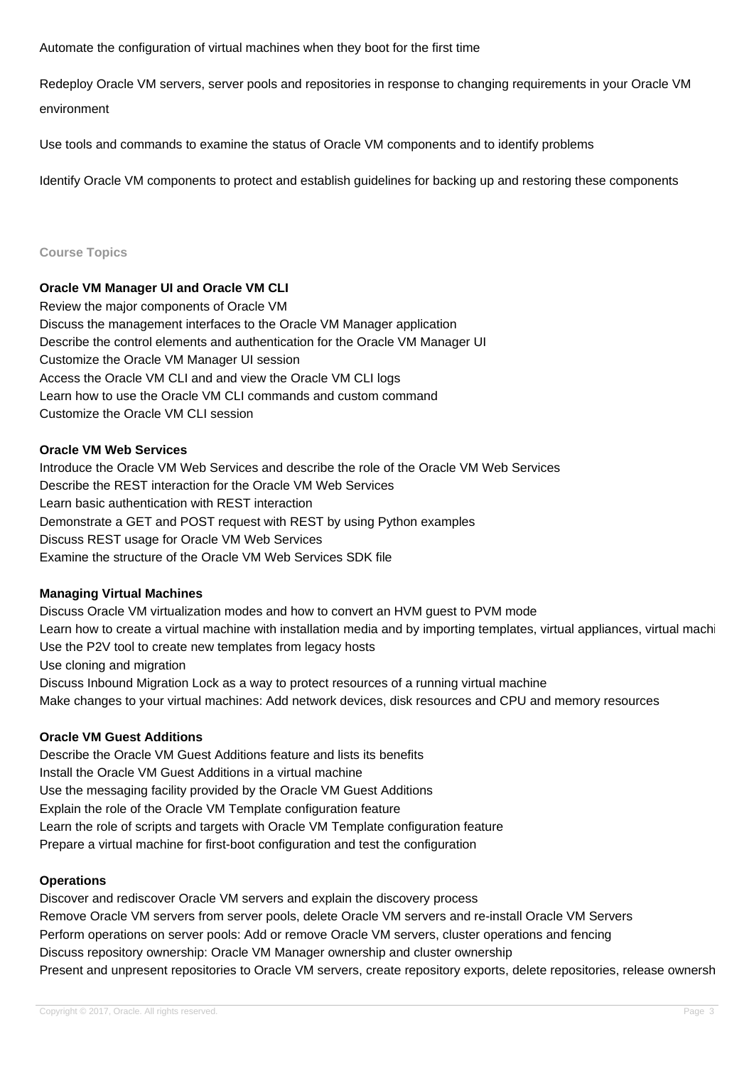Automate the configuration of virtual machines when they boot for the first time

Redeploy Oracle VM servers, server pools and repositories in response to changing requirements in your Oracle VM environment

Use tools and commands to examine the status of Oracle VM components and to identify problems

Identify Oracle VM components to protect and establish guidelines for backing up and restoring these components

## Course Topics

### Oracle VM Manager UI and Oracle VM CLI

Review the major components of Oracle VM
Discuss the management interfaces to the Oracle VM Manager application
Describe the control elements and authentication for the Oracle VM Manager UI
Customize the Oracle VM Manager UI session
Access the Oracle VM CLI and and view the Oracle VM CLI logs
Learn how to use the Oracle VM CLI commands and custom command
Customize the Oracle VM CLI session

### Oracle VM Web Services

Introduce the Oracle VM Web Services and describe the role of the Oracle VM Web Services
Describe the REST interaction for the Oracle VM Web Services
Learn basic authentication with REST interaction
Demonstrate a GET and POST request with REST by using Python examples
Discuss REST usage for Oracle VM Web Services
Examine the structure of the Oracle VM Web Services SDK file

### Managing Virtual Machines

Discuss Oracle VM virtualization modes and how to convert an HVM guest to PVM mode
Learn how to create a virtual machine with installation media and by importing templates, virtual appliances, virtual machi
Use the P2V tool to create new templates from legacy hosts
Use cloning and migration
Discuss Inbound Migration Lock as a way to protect resources of a running virtual machine
Make changes to your virtual machines: Add network devices, disk resources and CPU and memory resources

### Oracle VM Guest Additions

Describe the Oracle VM Guest Additions feature and lists its benefits
Install the Oracle VM Guest Additions in a virtual machine
Use the messaging facility provided by the Oracle VM Guest Additions
Explain the role of the Oracle VM Template configuration feature
Learn the role of scripts and targets with Oracle VM Template configuration feature
Prepare a virtual machine for first-boot configuration and test the configuration

### Operations

Discover and rediscover Oracle VM servers and explain the discovery process
Remove Oracle VM servers from server pools, delete Oracle VM servers and re-install Oracle VM Servers
Perform operations on server pools: Add or remove Oracle VM servers, cluster operations and fencing
Discuss repository ownership: Oracle VM Manager ownership and cluster ownership
Present and unpresent repositories to Oracle VM servers, create repository exports, delete repositories, release ownersh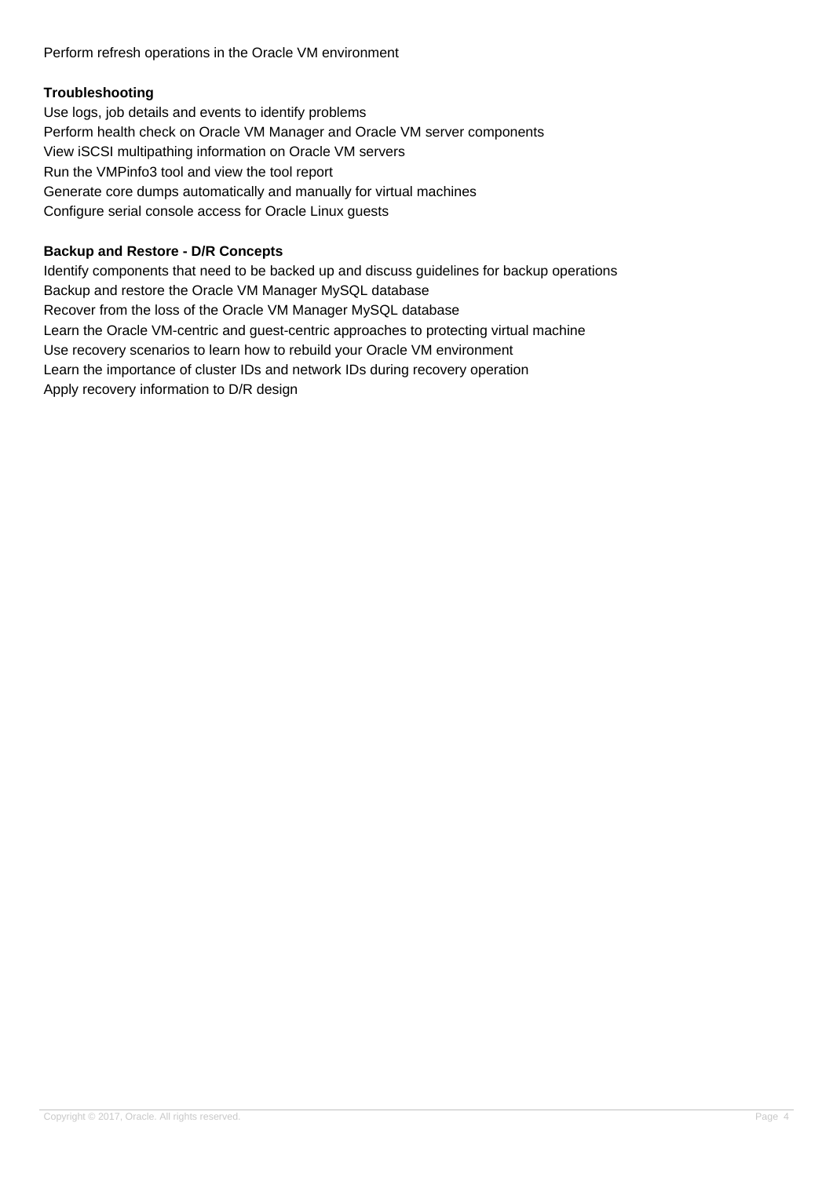Perform refresh operations in the Oracle VM environment

**Troubleshooting**

Use logs, job details and events to identify problems
Perform health check on Oracle VM Manager and Oracle VM server components
View iSCSI multipathing information on Oracle VM servers
Run the VMPinfo3 tool and view the tool report
Generate core dumps automatically and manually for virtual machines
Configure serial console access for Oracle Linux guests

**Backup and Restore - D/R Concepts**

Identify components that need to be backed up and discuss guidelines for backup operations
Backup and restore the Oracle VM Manager MySQL database
Recover from the loss of the Oracle VM Manager MySQL database
Learn the Oracle VM-centric and guest-centric approaches to protecting virtual machine
Use recovery scenarios to learn how to rebuild your Oracle VM environment
Learn the importance of cluster IDs and network IDs during recovery operation
Apply recovery information to D/R design